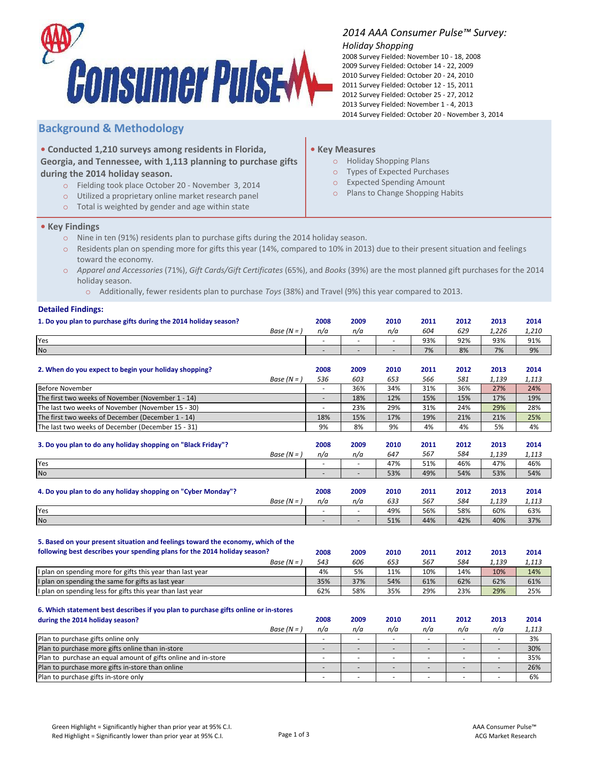# 2014 AAA Consumer Pulse™ Survey: Holiday Shopping

2008 Survey Fielded: November 10 - 18, 2008
2009 Survey Fielded: October 14 - 22, 2009
2010 Survey Fielded: October 20 - 24, 2010
2011 Survey Fielded: October 12 - 15, 2011
2012 Survey Fielded: October 25 - 27, 2012
2013 Survey Fielded: November 1 - 4, 2013
2014 Survey Fielded: October 20 - November 3, 2014

## Background & Methodology

- **Conducted 1,210 surveys among residents in Florida, Georgia, and Tennessee, with 1,113 planning to purchase gifts during the 2014 holiday season.**
  - Fielding took place October 20 - November 3, 2014
  - Utilized a proprietary online market research panel
  - Total is weighted by gender and age within state

- **Key Measures**
  - Holiday Shopping Plans
  - Types of Expected Purchases
  - Expected Spending Amount
  - Plans to Change Shopping Habits

- **Key Findings**
  - Nine in ten (91%) residents plan to purchase gifts during the 2014 holiday season.
  - Residents plan on spending more for gifts this year (14%, compared to 10% in 2013) due to their present situation and feelings toward the economy.
  - *Apparel and Accessories* (71%), *Gift Cards/Gift Certificates* (65%), and *Books* (39%) are the most planned gift purchases for the 2014 holiday season.
    - Additionally, fewer residents plan to purchase *Toys* (38%) and Travel (9%) this year compared to 2013.

## Detailed Findings:

**1. Do you plan to purchase gifts during the 2014 holiday season?**

| | 2008 | 2009 | 2010 | 2011 | 2012 | 2013 | 2014 |
|---|---|---|---|---|---|---|---|
| *Base (N = )* | *n/a* | *n/a* | *n/a* | *604* | *629* | *1,226* | *1,210* |
| Yes | - | - | - | 93% | 92% | 93% | 91% |
| No | - | - | - | 7% | 8% | 7% | 9% |

**2. When do you expect to begin your holiday shopping?**

| | 2008 | 2009 | 2010 | 2011 | 2012 | 2013 | 2014 |
|---|---|---|---|---|---|---|---|
| *Base (N = )* | *536* | *603* | *653* | *566* | *581* | *1,139* | *1,113* |
| Before November | - | 36% | 34% | 31% | 36% | 27% | 24% |
| The first two weeks of November (November 1 - 14) | - | 18% | 12% | 15% | 15% | 17% | 19% |
| The last two weeks of November (November 15 - 30) | - | 23% | 29% | 31% | 24% | 29% | 28% |
| The first two weeks of December (December 1 - 14) | 18% | 15% | 17% | 19% | 21% | 21% | 25% |
| The last two weeks of December (December 15 - 31) | 9% | 8% | 9% | 4% | 4% | 5% | 4% |

**3. Do you plan to do any holiday shopping on "Black Friday"?**

| | 2008 | 2009 | 2010 | 2011 | 2012 | 2013 | 2014 |
|---|---|---|---|---|---|---|---|
| *Base (N = )* | *n/a* | *n/a* | *647* | *567* | *584* | *1,139* | *1,113* |
| Yes | - | - | 47% | 51% | 46% | 47% | 46% |
| No | - | - | 53% | 49% | 54% | 53% | 54% |

**4. Do you plan to do any holiday shopping on "Cyber Monday"?**

| | 2008 | 2009 | 2010 | 2011 | 2012 | 2013 | 2014 |
|---|---|---|---|---|---|---|---|
| *Base (N = )* | *n/a* | *n/a* | *633* | *567* | *584* | *1,139* | *1,113* |
| Yes | - | - | 49% | 56% | 58% | 60% | 63% |
| No | - | - | 51% | 44% | 42% | 40% | 37% |

**5. Based on your present situation and feelings toward the economy, which of the following best describes your spending plans for the 2014 holiday season?**

| | 2008 | 2009 | 2010 | 2011 | 2012 | 2013 | 2014 |
|---|---|---|---|---|---|---|---|
| *Base (N = )* | *543* | *606* | *653* | *567* | *584* | *1,139* | *1,113* |
| I plan on spending more for gifts this year than last year | 4% | 5% | 11% | 10% | 14% | 10% | 14% |
| I plan on spending the same for gifts as last year | 35% | 37% | 54% | 61% | 62% | 62% | 61% |
| I plan on spending less for gifts this year than last year | 62% | 58% | 35% | 29% | 23% | 29% | 25% |

**6. Which statement best describes if you plan to purchase gifts online or in-stores during the 2014 holiday season?**

| | 2008 | 2009 | 2010 | 2011 | 2012 | 2013 | 2014 |
|---|---|---|---|---|---|---|---|
| *Base (N = )* | *n/a* | *n/a* | *n/a* | *n/a* | *n/a* | *n/a* | *1,113* |
| Plan to purchase gifts online only | - | - | - | - | - | - | 3% |
| Plan to purchase more gifts online than in-store | - | - | - | - | - | - | 30% |
| Plan to purchase an equal amount of gifts online and in-store | - | - | - | - | - | - | 35% |
| Plan to purchase more gifts in-store than online | - | - | - | - | - | - | 26% |
| Plan to purchase gifts in-store only | - | - | - | - | - | - | 6% |

Green Highlight = Significantly higher than prior year at 95% C.I.
Red Highlight = Significantly lower than prior year at 95% C.I.

AAA Consumer Pulse™
ACG Market Research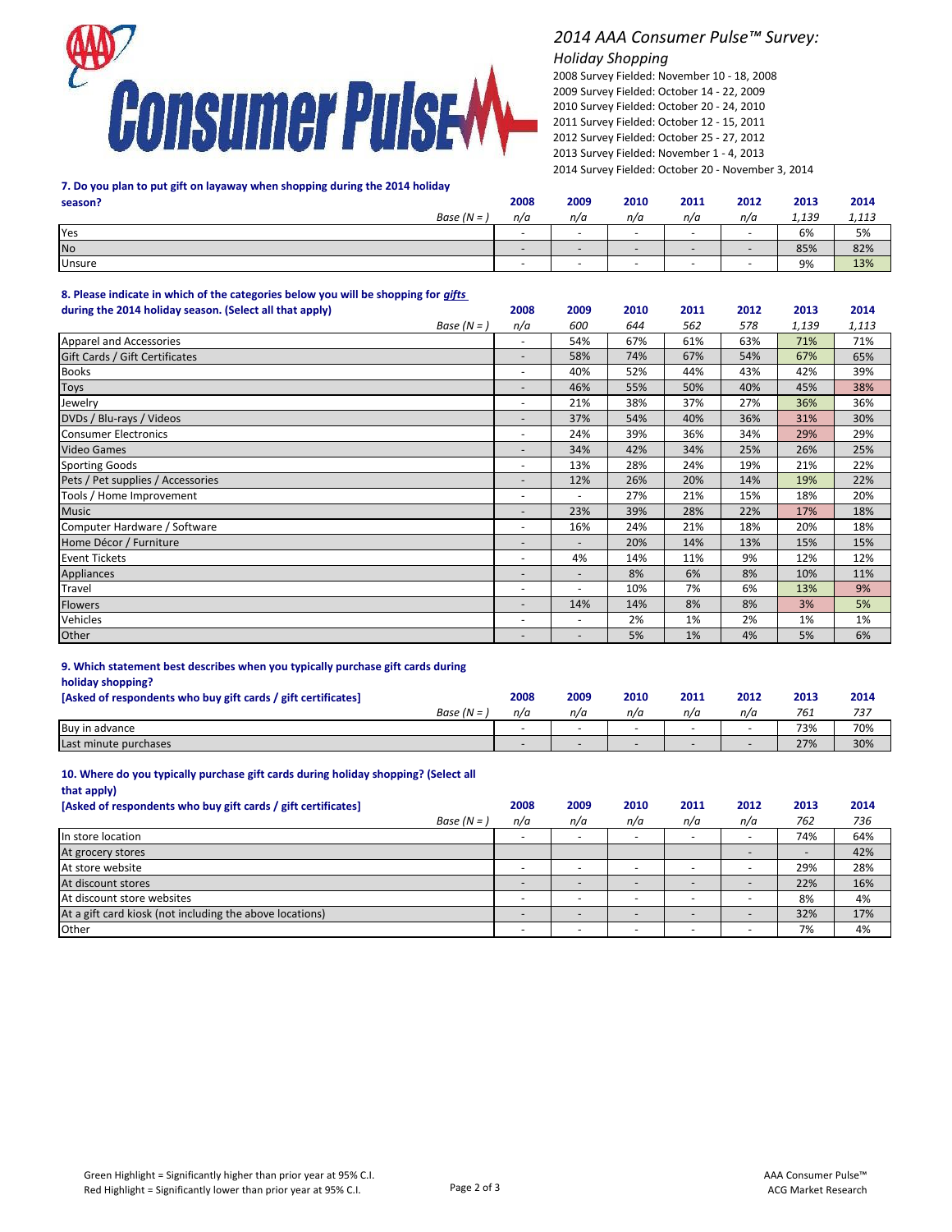## 2014 AAA Consumer Pulse™ Survey:

*Holiday Shopping*

2008 Survey Fielded: November 10 - 18, 2008
2009 Survey Fielded: October 14 - 22, 2009
2010 Survey Fielded: October 20 - 24, 2010
2011 Survey Fielded: October 12 - 15, 2011
2012 Survey Fielded: October 25 - 27, 2012
2013 Survey Fielded: November 1 - 4, 2013
2014 Survey Fielded: October 20 - November 3, 2014

**7. Do you plan to put gift on layaway when shopping during the 2014 holiday season?**

| | 2008 | 2009 | 2010 | 2011 | 2012 | 2013 | 2014 |
|---|---|---|---|---|---|---|---|
| *Base (N = )* | *n/a* | *n/a* | *n/a* | *n/a* | *n/a* | *1,139* | *1,113* |
| Yes | - | - | - | - | - | 6% | 5% |
| No | - | - | - | - | - | 85% | 82% |
| Unsure | - | - | - | - | - | 9% | 13% |

**8. Please indicate in which of the categories below you will be shopping for *gifts* during the 2014 holiday season. (Select all that apply)**

| | 2008 | 2009 | 2010 | 2011 | 2012 | 2013 | 2014 |
|---|---|---|---|---|---|---|---|
| *Base (N = )* | *n/a* | *600* | *644* | *562* | *578* | *1,139* | *1,113* |
| Apparel and Accessories | - | 54% | 67% | 61% | 63% | 71% | 71% |
| Gift Cards / Gift Certificates | - | 58% | 74% | 67% | 54% | 67% | 65% |
| Books | - | 40% | 52% | 44% | 43% | 42% | 39% |
| Toys | - | 46% | 55% | 50% | 40% | 45% | 38% |
| Jewelry | - | 21% | 38% | 37% | 27% | 36% | 36% |
| DVDs / Blu-rays / Videos | - | 37% | 54% | 40% | 36% | 31% | 30% |
| Consumer Electronics | - | 24% | 39% | 36% | 34% | 29% | 29% |
| Video Games | - | 34% | 42% | 34% | 25% | 26% | 25% |
| Sporting Goods | - | 13% | 28% | 24% | 19% | 21% | 22% |
| Pets / Pet supplies / Accessories | - | 12% | 26% | 20% | 14% | 19% | 22% |
| Tools / Home Improvement | - | - | 27% | 21% | 15% | 18% | 20% |
| Music | - | 23% | 39% | 28% | 22% | 17% | 18% |
| Computer Hardware / Software | - | 16% | 24% | 21% | 18% | 20% | 18% |
| Home Décor / Furniture | - | - | 20% | 14% | 13% | 15% | 15% |
| Event Tickets | - | 4% | 14% | 11% | 9% | 12% | 12% |
| Appliances | - | - | 8% | 6% | 8% | 10% | 11% |
| Travel | - | - | 10% | 7% | 6% | 13% | 9% |
| Flowers | - | 14% | 14% | 8% | 8% | 3% | 5% |
| Vehicles | - | - | 2% | 1% | 2% | 1% | 1% |
| Other | - | - | 5% | 1% | 4% | 5% | 6% |

**9. Which statement best describes when you typically purchase gift cards during holiday shopping?**
**[Asked of respondents who buy gift cards / gift certificates]**

| | 2008 | 2009 | 2010 | 2011 | 2012 | 2013 | 2014 |
|---|---|---|---|---|---|---|---|
| *Base (N = )* | *n/a* | *n/a* | *n/a* | *n/a* | *n/a* | *761* | *737* |
| Buy in advance | - | - | - | - | - | 73% | 70% |
| Last minute purchases | - | - | - | - | - | 27% | 30% |

**10. Where do you typically purchase gift cards during holiday shopping? (Select all that apply)**
**[Asked of respondents who buy gift cards / gift certificates]**

| | 2008 | 2009 | 2010 | 2011 | 2012 | 2013 | 2014 |
|---|---|---|---|---|---|---|---|
| *Base (N = )* | *n/a* | *n/a* | *n/a* | *n/a* | *n/a* | *762* | *736* |
| In store location | - | - | - | - | - | 74% | 64% |
| At grocery stores | | | | | - | - | 42% |
| At store website | - | - | - | - | - | 29% | 28% |
| At discount stores | - | - | - | - | - | 22% | 16% |
| At discount store websites | - | - | - | - | - | 8% | 4% |
| At a gift card kiosk (not including the above locations) | - | - | - | - | - | 32% | 17% |
| Other | - | - | - | - | - | 7% | 4% |

Green Highlight = Significantly higher than prior year at 95% C.I.
Red Highlight = Significantly lower than prior year at 95% C.I.

AAA Consumer Pulse™
ACG Market Research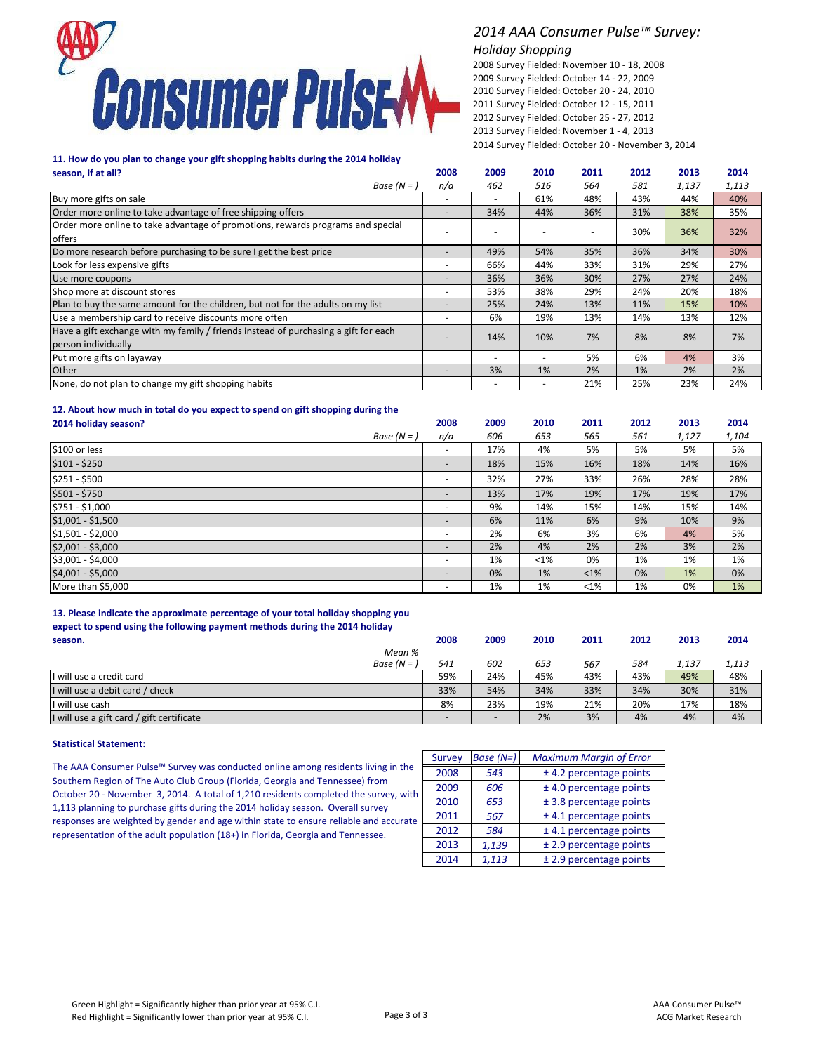# 2014 AAA Consumer Pulse™ Survey: Holiday Shopping

2008 Survey Fielded: November 10 - 18, 2008
2009 Survey Fielded: October 14 - 22, 2009
2010 Survey Fielded: October 20 - 24, 2010
2011 Survey Fielded: October 12 - 15, 2011
2012 Survey Fielded: October 25 - 27, 2012
2013 Survey Fielded: November 1 - 4, 2013
2014 Survey Fielded: October 20 - November 3, 2014

### 11. How do you plan to change your gift shopping habits during the 2014 holiday season, if at all?

| | 2008 | 2009 | 2010 | 2011 | 2012 | 2013 | 2014 |
|---|---|---|---|---|---|---|---|
| *Base (N = )* | *n/a* | *462* | *516* | *564* | *581* | *1,137* | *1,113* |
| Buy more gifts on sale | - | - | 61% | 48% | 43% | 44% | 40% |
| Order more online to take advantage of free shipping offers | - | 34% | 44% | 36% | 31% | 38% | 35% |
| Order more online to take advantage of promotions, rewards programs and special offers | - | - | - | - | 30% | 36% | 32% |
| Do more research before purchasing to be sure I get the best price | - | 49% | 54% | 35% | 36% | 34% | 30% |
| Look for less expensive gifts | - | 66% | 44% | 33% | 31% | 29% | 27% |
| Use more coupons | - | 36% | 36% | 30% | 27% | 27% | 24% |
| Shop more at discount stores | - | 53% | 38% | 29% | 24% | 20% | 18% |
| Plan to buy the same amount for the children, but not for the adults on my list | - | 25% | 24% | 13% | 11% | 15% | 10% |
| Use a membership card to receive discounts more often | - | 6% | 19% | 13% | 14% | 13% | 12% |
| Have a gift exchange with my family / friends instead of purchasing a gift for each person individually | - | 14% | 10% | 7% | 8% | 8% | 7% |
| Put more gifts on layaway | | - | - | 5% | 6% | 4% | 3% |
| Other | - | 3% | 1% | 2% | 1% | 2% | 2% |
| None, do not plan to change my gift shopping habits | | - | - | 21% | 25% | 23% | 24% |

### 12. About how much in total do you expect to spend on gift shopping during the 2014 holiday season?

| | 2008 | 2009 | 2010 | 2011 | 2012 | 2013 | 2014 |
|---|---|---|---|---|---|---|---|
| *Base (N = )* | *n/a* | *606* | *653* | *565* | *561* | *1,127* | *1,104* |
| $100 or less | - | 17% | 4% | 5% | 5% | 5% | 5% |
| $101 - $250 | - | 18% | 15% | 16% | 18% | 14% | 16% |
| $251 - $500 | - | 32% | 27% | 33% | 26% | 28% | 28% |
| $501 - $750 | - | 13% | 17% | 19% | 17% | 19% | 17% |
| $751 - $1,000 | - | 9% | 14% | 15% | 14% | 15% | 14% |
| $1,001 - $1,500 | - | 6% | 11% | 6% | 9% | 10% | 9% |
| $1,501 - $2,000 | - | 2% | 6% | 3% | 6% | 4% | 5% |
| $2,001 - $3,000 | - | 2% | 4% | 2% | 2% | 3% | 2% |
| $3,001 - $4,000 | - | 1% | <1% | 0% | 1% | 1% | 1% |
| $4,001 - $5,000 | - | 0% | 1% | <1% | 0% | 1% | 0% |
| More than $5,000 | - | 1% | 1% | <1% | 1% | 0% | 1% |

### 13. Please indicate the approximate percentage of your total holiday shopping you expect to spend using the following payment methods during the 2014 holiday season.

| | 2008 | 2009 | 2010 | 2011 | 2012 | 2013 | 2014 |
|---|---|---|---|---|---|---|---|
| *Mean %* | | | | | | | |
| *Base (N = )* | *541* | *602* | *653* | *567* | *584* | *1,137* | *1,113* |
| I will use a credit card | 59% | 24% | 45% | 43% | 43% | 49% | 48% |
| I will use a debit card / check | 33% | 54% | 34% | 33% | 34% | 30% | 31% |
| I will use cash | 8% | 23% | 19% | 21% | 20% | 17% | 18% |
| I will use a gift card / gift certificate | - | - | 2% | 3% | 4% | 4% | 4% |

### Statistical Statement:

The AAA Consumer Pulse™ Survey was conducted online among residents living in the Southern Region of The Auto Club Group (Florida, Georgia and Tennessee) from October 20 - November 3, 2014. A total of 1,210 residents completed the survey, with 1,113 planning to purchase gifts during the 2014 holiday season. Overall survey responses are weighted by gender and age within state to ensure reliable and accurate representation of the adult population (18+) in Florida, Georgia and Tennessee.

| Survey | *Base (N=)* | *Maximum Margin of Error* |
|---|---|---|
| 2008 | *543* | ± 4.2 percentage points |
| 2009 | *606* | ± 4.0 percentage points |
| 2010 | *653* | ± 3.8 percentage points |
| 2011 | *567* | ± 4.1 percentage points |
| 2012 | *584* | ± 4.1 percentage points |
| 2013 | *1,139* | ± 2.9 percentage points |
| 2014 | *1,113* | ± 2.9 percentage points |

Green Highlight = Significantly higher than prior year at 95% C.I.
Red Highlight = Significantly lower than prior year at 95% C.I.